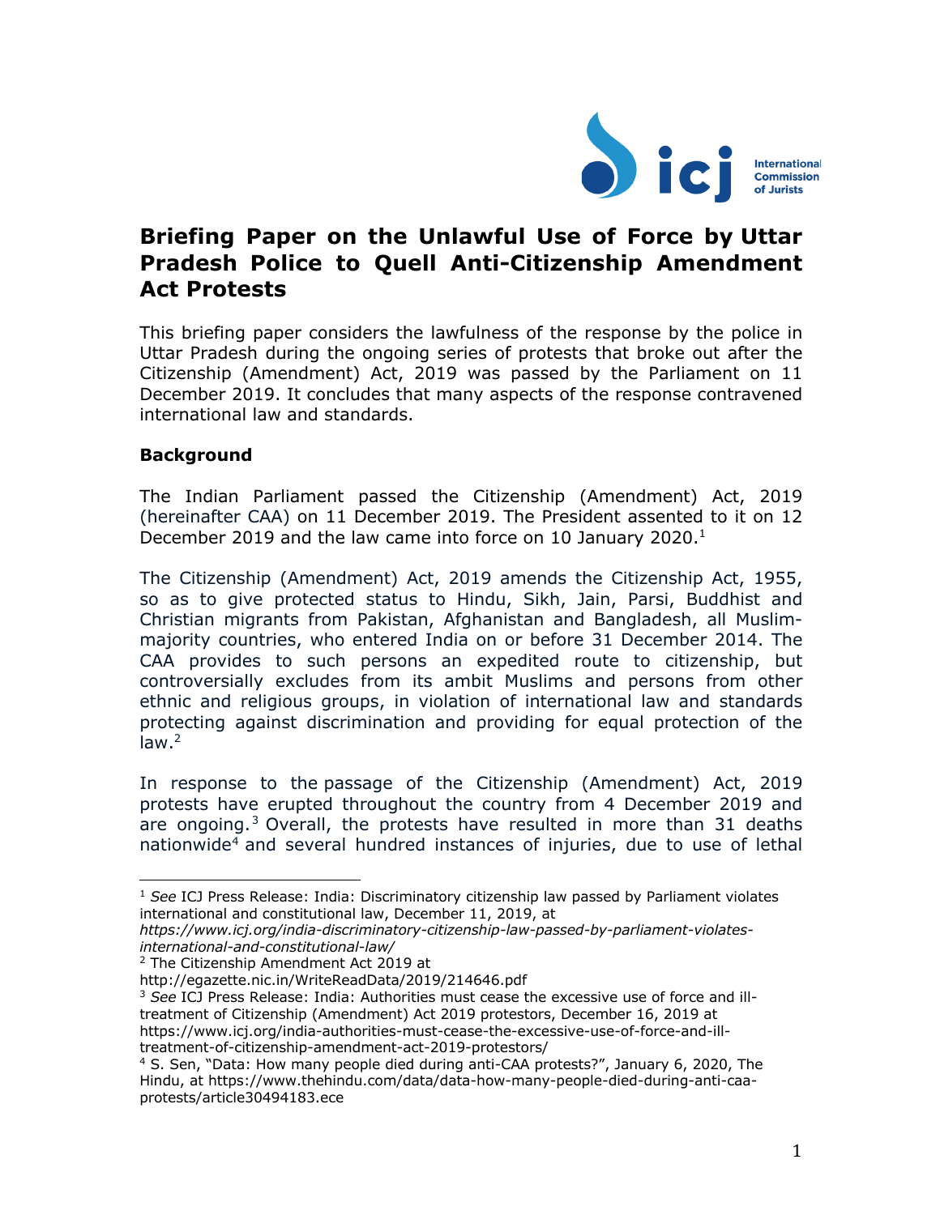# Briefing Paper on the Unlawful Use of Force by Uttar Pradesh Police to Quell Anti-Citizenship Amendment Act Protests

This briefing paper considers the lawfulness of the response by the police in Uttar Pradesh during the ongoing series of protests that broke out after the Citizenship (Amendment) Act, 2019 was passed by the Parliament on 11 December 2019. It concludes that many aspects of the response contravened international law and standards.

## Background

The Indian Parliament passed the Citizenship (Amendment) Act, 2019 (hereinafter CAA) on 11 December 2019. The President assented to it on 12 December 2019 and the law came into force on 10 January 2020.[1]

The Citizenship (Amendment) Act, 2019 amends the Citizenship Act, 1955, so as to give protected status to Hindu, Sikh, Jain, Parsi, Buddhist and Christian migrants from Pakistan, Afghanistan and Bangladesh, all Muslim-majority countries, who entered India on or before 31 December 2014. The CAA provides to such persons an expedited route to citizenship, but controversially excludes from its ambit Muslims and persons from other ethnic and religious groups, in violation of international law and standards protecting against discrimination and providing for equal protection of the law.[2]

In response to the passage of the Citizenship (Amendment) Act, 2019 protests have erupted throughout the country from 4 December 2019 and are ongoing.[3] Overall, the protests have resulted in more than 31 deaths nationwide[4] and several hundred instances of injuries, due to use of lethal

---

[1] *See* ICJ Press Release: India: Discriminatory citizenship law passed by Parliament violates international and constitutional law, December 11, 2019, at *https://www.icj.org/india-discriminatory-citizenship-law-passed-by-parliament-violates-international-and-constitutional-law/*

[2] The Citizenship Amendment Act 2019 at http://egazette.nic.in/WriteReadData/2019/214646.pdf

[3] *See* ICJ Press Release: India: Authorities must cease the excessive use of force and ill-treatment of Citizenship (Amendment) Act 2019 protestors, December 16, 2019 at https://www.icj.org/india-authorities-must-cease-the-excessive-use-of-force-and-ill-treatment-of-citizenship-amendment-act-2019-protestors/

[4] S. Sen, "Data: How many people died during anti-CAA protests?", January 6, 2020, The Hindu, at https://www.thehindu.com/data/data-how-many-people-died-during-anti-caa-protests/article30494183.ece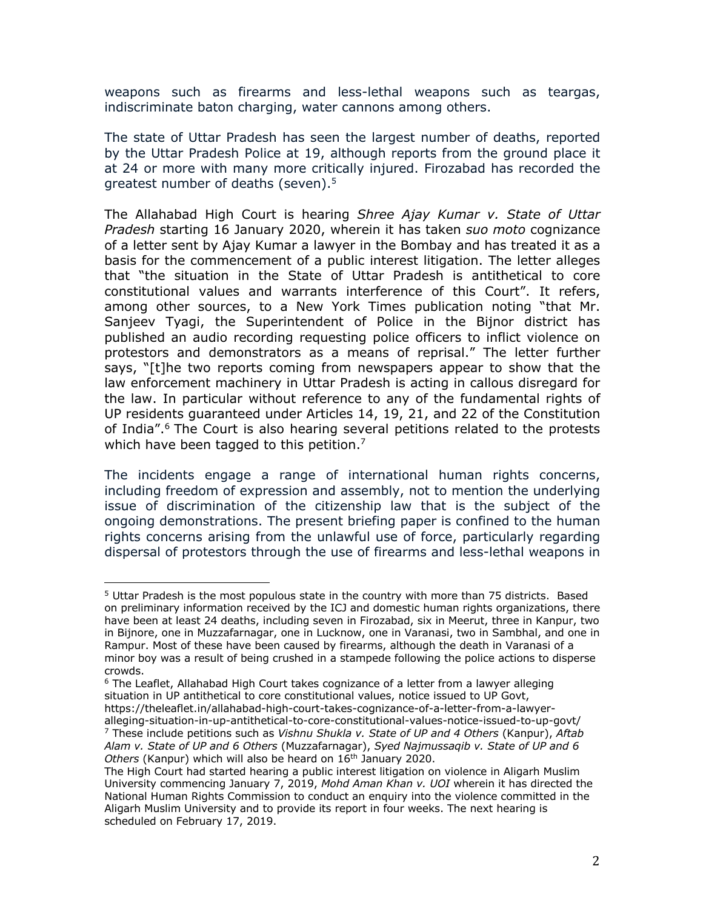weapons such as firearms and less-lethal weapons such as teargas, indiscriminate baton charging, water cannons among others.

The state of Uttar Pradesh has seen the largest number of deaths, reported by the Uttar Pradesh Police at 19, although reports from the ground place it at 24 or more with many more critically injured. Firozabad has recorded the greatest number of deaths (seven).[5]

The Allahabad High Court is hearing *Shree Ajay Kumar v. State of Uttar Pradesh* starting 16 January 2020, wherein it has taken *suo moto* cognizance of a letter sent by Ajay Kumar a lawyer in the Bombay and has treated it as a basis for the commencement of a public interest litigation. The letter alleges that "the situation in the State of Uttar Pradesh is antithetical to core constitutional values and warrants interference of this Court". It refers, among other sources, to a New York Times publication noting "that Mr. Sanjeev Tyagi, the Superintendent of Police in the Bijnor district has published an audio recording requesting police officers to inflict violence on protestors and demonstrators as a means of reprisal." The letter further says, "[t]he two reports coming from newspapers appear to show that the law enforcement machinery in Uttar Pradesh is acting in callous disregard for the law. In particular without reference to any of the fundamental rights of UP residents guaranteed under Articles 14, 19, 21, and 22 of the Constitution of India".[6] The Court is also hearing several petitions related to the protests which have been tagged to this petition.[7]

The incidents engage a range of international human rights concerns, including freedom of expression and assembly, not to mention the underlying issue of discrimination of the citizenship law that is the subject of the ongoing demonstrations. The present briefing paper is confined to the human rights concerns arising from the unlawful use of force, particularly regarding dispersal of protestors through the use of firearms and less-lethal weapons in

---

[5] Uttar Pradesh is the most populous state in the country with more than 75 districts. Based on preliminary information received by the ICJ and domestic human rights organizations, there have been at least 24 deaths, including seven in Firozabad, six in Meerut, three in Kanpur, two in Bijnore, one in Muzzafarnagar, one in Lucknow, one in Varanasi, two in Sambhal, and one in Rampur. Most of these have been caused by firearms, although the death in Varanasi of a minor boy was a result of being crushed in a stampede following the police actions to disperse crowds.

[6] The Leaflet, Allahabad High Court takes cognizance of a letter from a lawyer alleging situation in UP antithetical to core constitutional values, notice issued to UP Govt, https://theleaflet.in/allahabad-high-court-takes-cognizance-of-a-letter-from-a-lawyer-alleging-situation-in-up-antithetical-to-core-constitutional-values-notice-issued-to-up-govt/

[7] These include petitions such as *Vishnu Shukla v. State of UP and 4 Others* (Kanpur), *Aftab Alam v. State of UP and 6 Others* (Muzzafarnagar), *Syed Najmussaqib v. State of UP and 6 Others* (Kanpur) which will also be heard on 16th January 2020.

The High Court had started hearing a public interest litigation on violence in Aligarh Muslim University commencing January 7, 2019, *Mohd Aman Khan v. UOI* wherein it has directed the National Human Rights Commission to conduct an enquiry into the violence committed in the Aligarh Muslim University and to provide its report in four weeks. The next hearing is scheduled on February 17, 2019.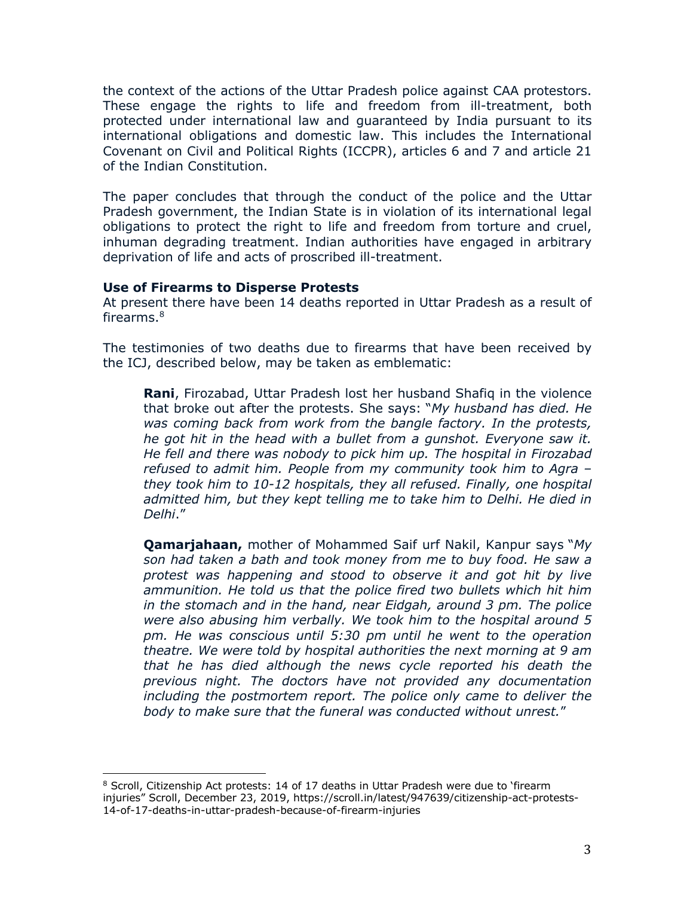the context of the actions of the Uttar Pradesh police against CAA protestors. These engage the rights to life and freedom from ill-treatment, both protected under international law and guaranteed by India pursuant to its international obligations and domestic law. This includes the International Covenant on Civil and Political Rights (ICCPR), articles 6 and 7 and article 21 of the Indian Constitution.

The paper concludes that through the conduct of the police and the Uttar Pradesh government, the Indian State is in violation of its international legal obligations to protect the right to life and freedom from torture and cruel, inhuman degrading treatment. Indian authorities have engaged in arbitrary deprivation of life and acts of proscribed ill-treatment.

**Use of Firearms to Disperse Protests**

At present there have been 14 deaths reported in Uttar Pradesh as a result of firearms.[8]

The testimonies of two deaths due to firearms that have been received by the ICJ, described below, may be taken as emblematic:

> **Rani**, Firozabad, Uttar Pradesh lost her husband Shafiq in the violence that broke out after the protests. She says: "*My husband has died. He was coming back from work from the bangle factory. In the protests, he got hit in the head with a bullet from a gunshot. Everyone saw it. He fell and there was nobody to pick him up. The hospital in Firozabad refused to admit him. People from my community took him to Agra – they took him to 10-12 hospitals, they all refused. Finally, one hospital admitted him, but they kept telling me to take him to Delhi. He died in Delhi*."
>
> **Qamarjahaan,** mother of Mohammed Saif urf Nakil, Kanpur says "*My son had taken a bath and took money from me to buy food. He saw a protest was happening and stood to observe it and got hit by live ammunition. He told us that the police fired two bullets which hit him in the stomach and in the hand, near Eidgah, around 3 pm. The police were also abusing him verbally. We took him to the hospital around 5 pm. He was conscious until 5:30 pm until he went to the operation theatre. We were told by hospital authorities the next morning at 9 am that he has died although the news cycle reported his death the previous night. The doctors have not provided any documentation including the postmortem report. The police only came to deliver the body to make sure that the funeral was conducted without unrest.*"

[8] Scroll, Citizenship Act protests: 14 of 17 deaths in Uttar Pradesh were due to 'firearm injuries" Scroll, December 23, 2019, https://scroll.in/latest/947639/citizenship-act-protests-14-of-17-deaths-in-uttar-pradesh-because-of-firearm-injuries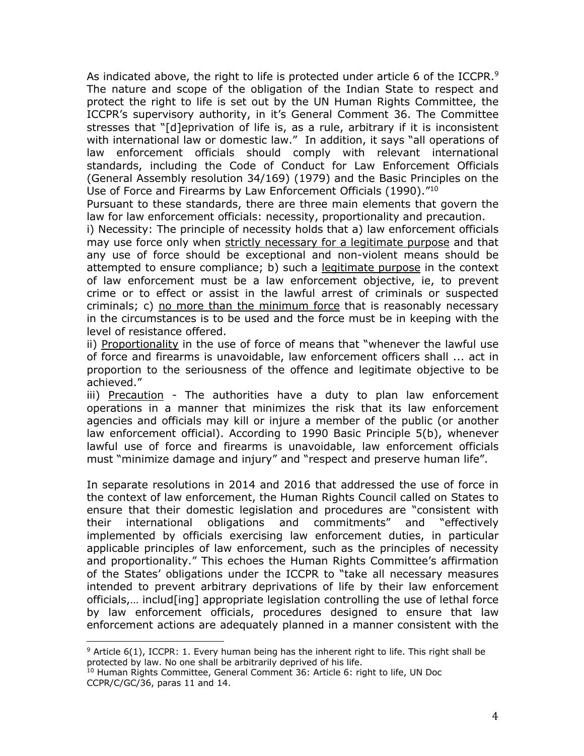As indicated above, the right to life is protected under article 6 of the ICCPR.[9] The nature and scope of the obligation of the Indian State to respect and protect the right to life is set out by the UN Human Rights Committee, the ICCPR's supervisory authority, in it's General Comment 36. The Committee stresses that "[d]eprivation of life is, as a rule, arbitrary if it is inconsistent with international law or domestic law." In addition, it says "all operations of law enforcement officials should comply with relevant international standards, including the Code of Conduct for Law Enforcement Officials (General Assembly resolution 34/169) (1979) and the Basic Principles on the Use of Force and Firearms by Law Enforcement Officials (1990)."[10]

Pursuant to these standards, there are three main elements that govern the law for law enforcement officials: necessity, proportionality and precaution.

i) Necessity: The principle of necessity holds that a) law enforcement officials may use force only when strictly necessary for a legitimate purpose and that any use of force should be exceptional and non-violent means should be attempted to ensure compliance; b) such a legitimate purpose in the context of law enforcement must be a law enforcement objective, ie, to prevent crime or to effect or assist in the lawful arrest of criminals or suspected criminals; c) no more than the minimum force that is reasonably necessary in the circumstances is to be used and the force must be in keeping with the level of resistance offered.

ii) Proportionality in the use of force of means that "whenever the lawful use of force and firearms is unavoidable, law enforcement officers shall ... act in proportion to the seriousness of the offence and legitimate objective to be achieved."

iii) Precaution - The authorities have a duty to plan law enforcement operations in a manner that minimizes the risk that its law enforcement agencies and officials may kill or injure a member of the public (or another law enforcement official). According to 1990 Basic Principle 5(b), whenever lawful use of force and firearms is unavoidable, law enforcement officials must "minimize damage and injury" and "respect and preserve human life".

In separate resolutions in 2014 and 2016 that addressed the use of force in the context of law enforcement, the Human Rights Council called on States to ensure that their domestic legislation and procedures are "consistent with their international obligations and commitments" and "effectively implemented by officials exercising law enforcement duties, in particular applicable principles of law enforcement, such as the principles of necessity and proportionality." This echoes the Human Rights Committee's affirmation of the States' obligations under the ICCPR to "take all necessary measures intended to prevent arbitrary deprivations of life by their law enforcement officials,… includ[ing] appropriate legislation controlling the use of lethal force by law enforcement officials, procedures designed to ensure that law enforcement actions are adequately planned in a manner consistent with the

---

[9] Article 6(1), ICCPR: 1. Every human being has the inherent right to life. This right shall be protected by law. No one shall be arbitrarily deprived of his life.

[10] Human Rights Committee, General Comment 36: Article 6: right to life, UN Doc CCPR/C/GC/36, paras 11 and 14.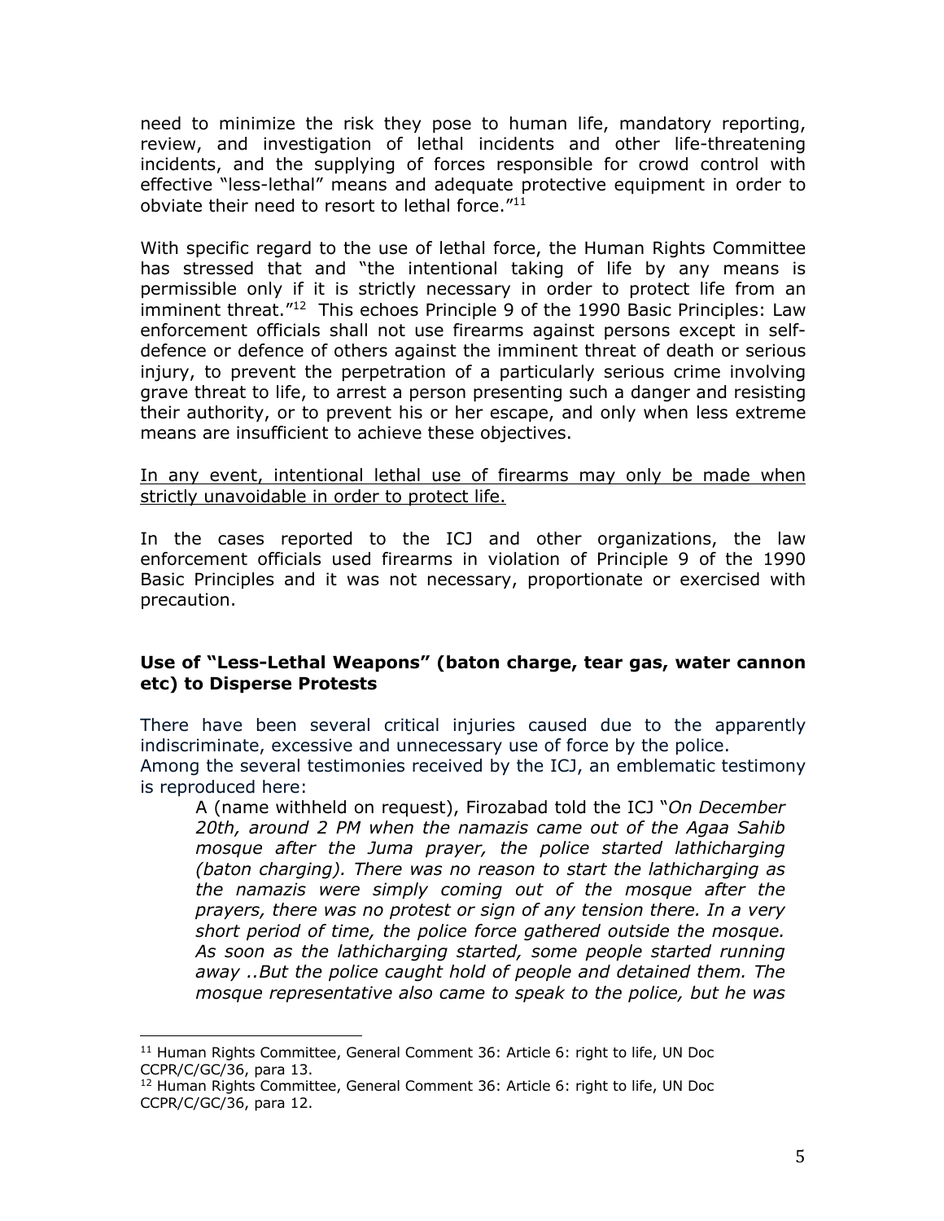need to minimize the risk they pose to human life, mandatory reporting, review, and investigation of lethal incidents and other life-threatening incidents, and the supplying of forces responsible for crowd control with effective "less-lethal" means and adequate protective equipment in order to obviate their need to resort to lethal force."[11]

With specific regard to the use of lethal force, the Human Rights Committee has stressed that and "the intentional taking of life by any means is permissible only if it is strictly necessary in order to protect life from an imminent threat."[12] This echoes Principle 9 of the 1990 Basic Principles: Law enforcement officials shall not use firearms against persons except in self-defence or defence of others against the imminent threat of death or serious injury, to prevent the perpetration of a particularly serious crime involving grave threat to life, to arrest a person presenting such a danger and resisting their authority, or to prevent his or her escape, and only when less extreme means are insufficient to achieve these objectives.

<u>In any event, intentional lethal use of firearms may only be made when strictly unavoidable in order to protect life.</u>

In the cases reported to the ICJ and other organizations, the law enforcement officials used firearms in violation of Principle 9 of the 1990 Basic Principles and it was not necessary, proportionate or exercised with precaution.

**Use of "Less-Lethal Weapons" (baton charge, tear gas, water cannon etc) to Disperse Protests**

There have been several critical injuries caused due to the apparently indiscriminate, excessive and unnecessary use of force by the police.
Among the several testimonies received by the ICJ, an emblematic testimony is reproduced here:

> A (name withheld on request), Firozabad told the ICJ "*On December 20th, around 2 PM when the namazis came out of the Agaa Sahib mosque after the Juma prayer, the police started lathicharging (baton charging). There was no reason to start the lathicharging as the namazis were simply coming out of the mosque after the prayers, there was no protest or sign of any tension there. In a very short period of time, the police force gathered outside the mosque. As soon as the lathicharging started, some people started running away ..But the police caught hold of people and detained them. The mosque representative also came to speak to the police, but he was*

[11] Human Rights Committee, General Comment 36: Article 6: right to life, UN Doc CCPR/C/GC/36, para 13.

[12] Human Rights Committee, General Comment 36: Article 6: right to life, UN Doc CCPR/C/GC/36, para 12.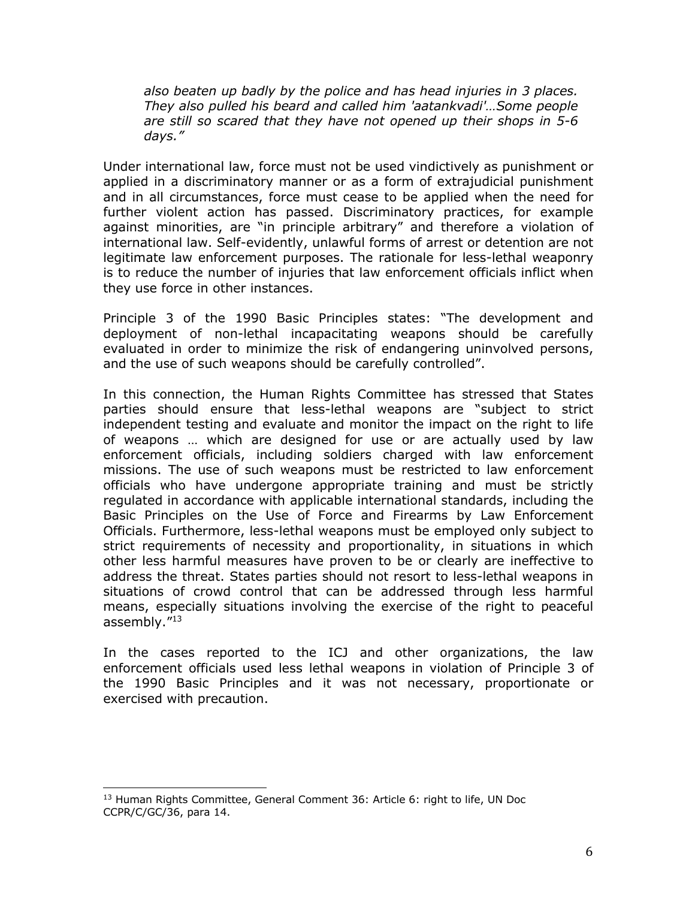> *also beaten up badly by the police and has head injuries in 3 places. They also pulled his beard and called him 'aatankvadi'…Some people are still so scared that they have not opened up their shops in 5-6 days."*

Under international law, force must not be used vindictively as punishment or applied in a discriminatory manner or as a form of extrajudicial punishment and in all circumstances, force must cease to be applied when the need for further violent action has passed. Discriminatory practices, for example against minorities, are "in principle arbitrary" and therefore a violation of international law. Self-evidently, unlawful forms of arrest or detention are not legitimate law enforcement purposes. The rationale for less-lethal weaponry is to reduce the number of injuries that law enforcement officials inflict when they use force in other instances.

Principle 3 of the 1990 Basic Principles states: "The development and deployment of non-lethal incapacitating weapons should be carefully evaluated in order to minimize the risk of endangering uninvolved persons, and the use of such weapons should be carefully controlled".

In this connection, the Human Rights Committee has stressed that States parties should ensure that less-lethal weapons are "subject to strict independent testing and evaluate and monitor the impact on the right to life of weapons … which are designed for use or are actually used by law enforcement officials, including soldiers charged with law enforcement missions. The use of such weapons must be restricted to law enforcement officials who have undergone appropriate training and must be strictly regulated in accordance with applicable international standards, including the Basic Principles on the Use of Force and Firearms by Law Enforcement Officials. Furthermore, less-lethal weapons must be employed only subject to strict requirements of necessity and proportionality, in situations in which other less harmful measures have proven to be or clearly are ineffective to address the threat. States parties should not resort to less-lethal weapons in situations of crowd control that can be addressed through less harmful means, especially situations involving the exercise of the right to peaceful assembly."[13]

In the cases reported to the ICJ and other organizations, the law enforcement officials used less lethal weapons in violation of Principle 3 of the 1990 Basic Principles and it was not necessary, proportionate or exercised with precaution.

---

[13] Human Rights Committee, General Comment 36: Article 6: right to life, UN Doc CCPR/C/GC/36, para 14.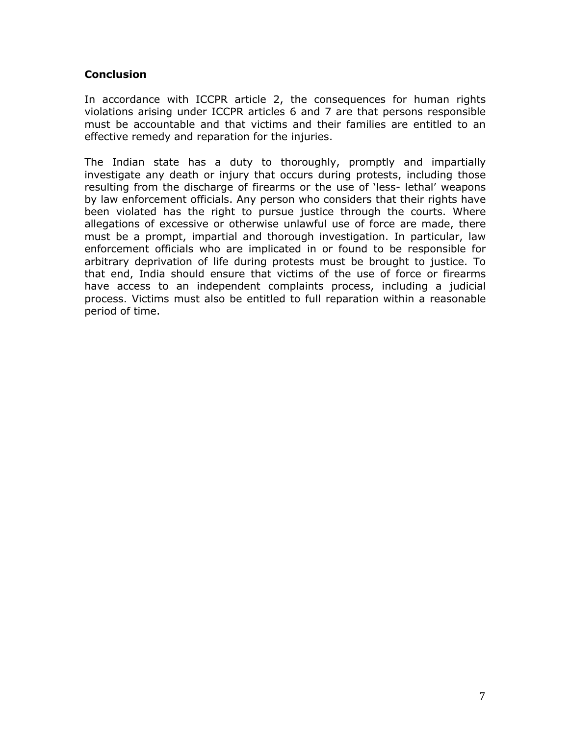## Conclusion

In accordance with ICCPR article 2, the consequences for human rights violations arising under ICCPR articles 6 and 7 are that persons responsible must be accountable and that victims and their families are entitled to an effective remedy and reparation for the injuries.

The Indian state has a duty to thoroughly, promptly and impartially investigate any death or injury that occurs during protests, including those resulting from the discharge of firearms or the use of 'less- lethal' weapons by law enforcement officials. Any person who considers that their rights have been violated has the right to pursue justice through the courts. Where allegations of excessive or otherwise unlawful use of force are made, there must be a prompt, impartial and thorough investigation. In particular, law enforcement officials who are implicated in or found to be responsible for arbitrary deprivation of life during protests must be brought to justice. To that end, India should ensure that victims of the use of force or firearms have access to an independent complaints process, including a judicial process. Victims must also be entitled to full reparation within a reasonable period of time.